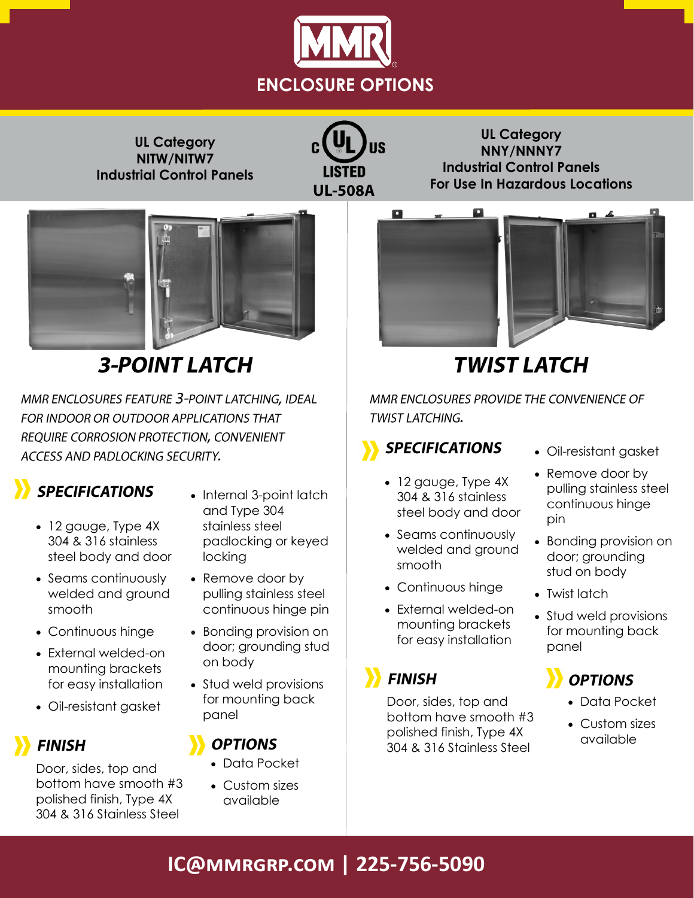# ENCLOSURE OPTIONS

**UL Category NITW/NITW7 Industrial Control Panels**

**c UL us LISTED UL-508A**

**UL Category NNY/NNNY7 Industrial Control Panels For Use In Hazardous Locations**

## 3-POINT LATCH

*MMR ENCLOSURES FEATURE 3-POINT LATCHING, IDEAL FOR INDOOR OR OUTDOOR APPLICATIONS THAT REQUIRE CORROSION PROTECTION, CONVENIENT ACCESS AND PADLOCKING SECURITY.*

### SPECIFICATIONS

- 12 gauge, Type 4X 304 & 316 stainless steel body and door
- Seams continuously welded and ground smooth
- Continuous hinge
- External welded-on mounting brackets for easy installation
- Oil-resistant gasket
- Internal 3-point latch and Type 304 stainless steel padlocking or keyed locking
- Remove door by pulling stainless steel continuous hinge pin
- Bonding provision on door; grounding stud on body
- Stud weld provisions for mounting back panel

### FINISH

Door, sides, top and bottom have smooth #3 polished finish, Type 4X 304 & 316 Stainless Steel

### OPTIONS

- Data Pocket
- Custom sizes available

## TWIST LATCH

*MMR ENCLOSURES PROVIDE THE CONVENIENCE OF TWIST LATCHING.*

### SPECIFICATIONS

- 12 gauge, Type 4X 304 & 316 stainless steel body and door
- Seams continuously welded and ground smooth
- Continuous hinge
- External welded-on mounting brackets for easy installation
- Oil-resistant gasket
- Remove door by pulling stainless steel continuous hinge pin
- Bonding provision on door; grounding stud on body
- Twist latch
- Stud weld provisions for mounting back panel

### FINISH

Door, sides, top and bottom have smooth #3 polished finish, Type 4X 304 & 316 Stainless Steel

### OPTIONS

- Data Pocket
- Custom sizes available

**IC@MMRGRP.COM | 225-756-5090**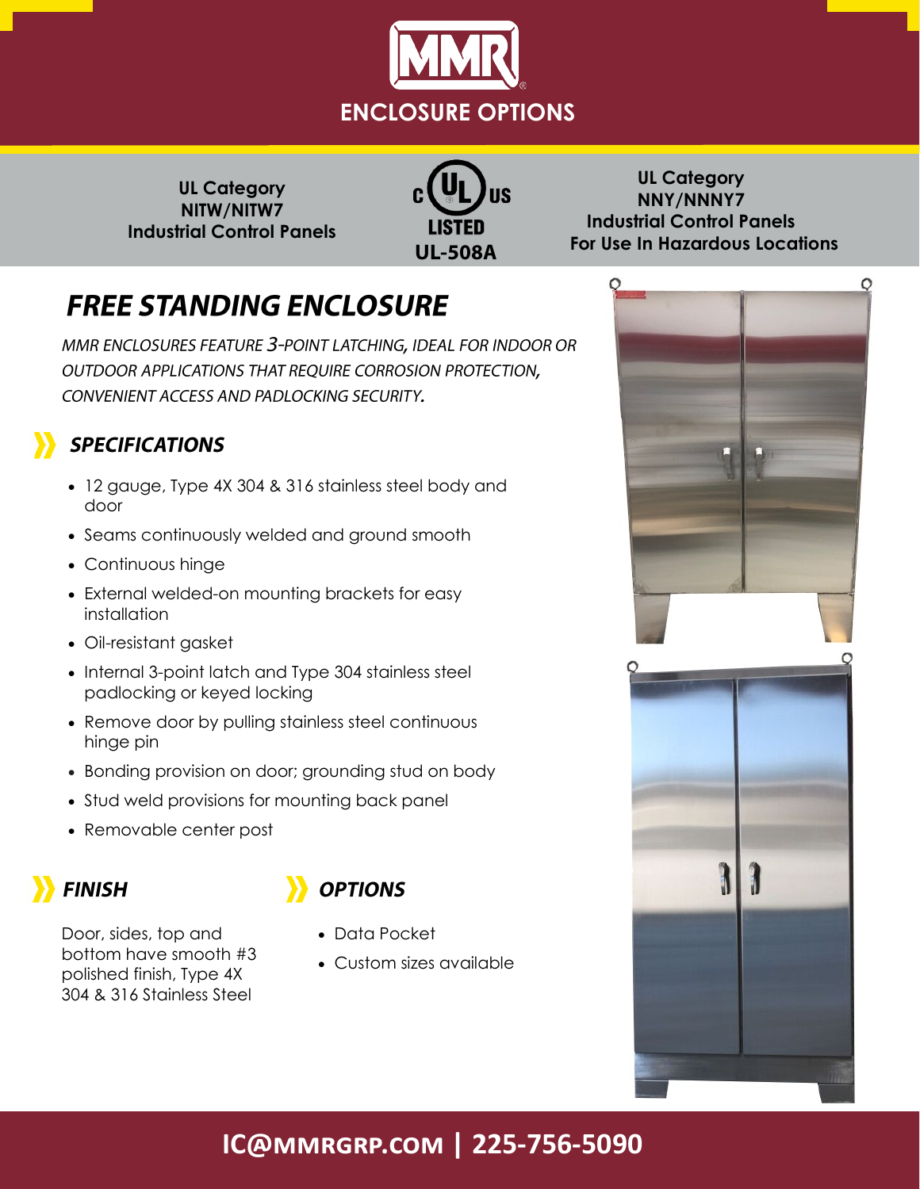# ENCLOSURE OPTIONS

**UL Category NITW/NITW7 Industrial Control Panels**

**c UL US LISTED UL-508A**

**UL Category NNY/NNNY7 Industrial Control Panels For Use In Hazardous Locations**

## *FREE STANDING ENCLOSURE*

*MMR ENCLOSURES FEATURE 3-POINT LATCHING, IDEAL FOR INDOOR OR OUTDOOR APPLICATIONS THAT REQUIRE CORROSION PROTECTION, CONVENIENT ACCESS AND PADLOCKING SECURITY.*

### *SPECIFICATIONS*

- 12 gauge, Type 4X 304 & 316 stainless steel body and door
- Seams continuously welded and ground smooth
- Continuous hinge
- External welded-on mounting brackets for easy installation
- Oil-resistant gasket
- Internal 3-point latch and Type 304 stainless steel padlocking or keyed locking
- Remove door by pulling stainless steel continuous hinge pin
- Bonding provision on door; grounding stud on body
- Stud weld provisions for mounting back panel
- Removable center post

### *FINISH*

Door, sides, top and bottom have smooth #3 polished finish, Type 4X 304 & 316 Stainless Steel

### *OPTIONS*

- Data Pocket
- Custom sizes available

**IC@MMRGRP.COM | 225-756-5090**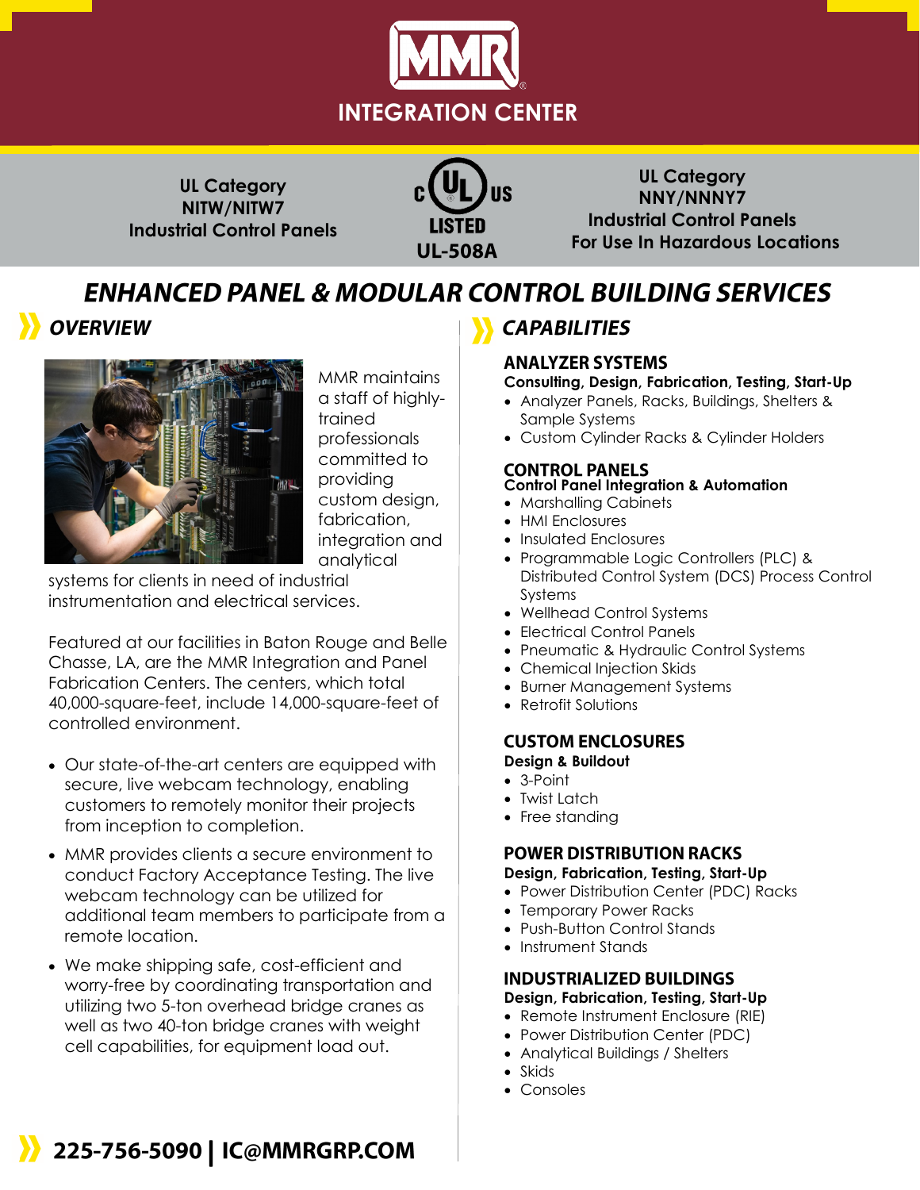# MMR INTEGRATION CENTER

**UL Category NITW/NITW7 Industrial Control Panels**

**c UL us LISTED UL-508A**

**UL Category NNY/NNNY7 Industrial Control Panels For Use In Hazardous Locations**

## *ENHANCED PANEL & MODULAR CONTROL BUILDING SERVICES*

### *OVERVIEW*

MMR maintains a staff of highly-trained professionals committed to providing custom design, fabrication, integration and analytical systems for clients in need of industrial instrumentation and electrical services.

Featured at our facilities in Baton Rouge and Belle Chasse, LA, are the MMR Integration and Panel Fabrication Centers. The centers, which total 40,000-square-feet, include 14,000-square-feet of controlled environment.

- Our state-of-the-art centers are equipped with secure, live webcam technology, enabling customers to remotely monitor their projects from inception to completion.
- MMR provides clients a secure environment to conduct Factory Acceptance Testing. The live webcam technology can be utilized for additional team members to participate from a remote location.
- We make shipping safe, cost-efficient and worry-free by coordinating transportation and utilizing two 5-ton overhead bridge cranes as well as two 40-ton bridge cranes with weight cell capabilities, for equipment load out.

### *CAPABILITIES*

#### ANALYZER SYSTEMS

**Consulting, Design, Fabrication, Testing, Start-Up**

- Analyzer Panels, Racks, Buildings, Shelters & Sample Systems
- Custom Cylinder Racks & Cylinder Holders

#### CONTROL PANELS

**Control Panel Integration & Automation**

- Marshalling Cabinets
- HMI Enclosures
- Insulated Enclosures
- Programmable Logic Controllers (PLC) & Distributed Control System (DCS) Process Control Systems
- Wellhead Control Systems
- Electrical Control Panels
- Pneumatic & Hydraulic Control Systems
- Chemical Injection Skids
- Burner Management Systems
- Retrofit Solutions

#### CUSTOM ENCLOSURES

**Design & Buildout**

- 3-Point
- Twist Latch
- Free standing

#### POWER DISTRIBUTION RACKS

**Design, Fabrication, Testing, Start-Up**

- Power Distribution Center (PDC) Racks
- Temporary Power Racks
- Push-Button Control Stands
- Instrument Stands

#### INDUSTRIALIZED BUILDINGS

**Design, Fabrication, Testing, Start-Up**

- Remote Instrument Enclosure (RIE)
- Power Distribution Center (PDC)
- Analytical Buildings / Shelters
- Skids
- Consoles

**225-756-5090 | IC@MMRGRP.COM**